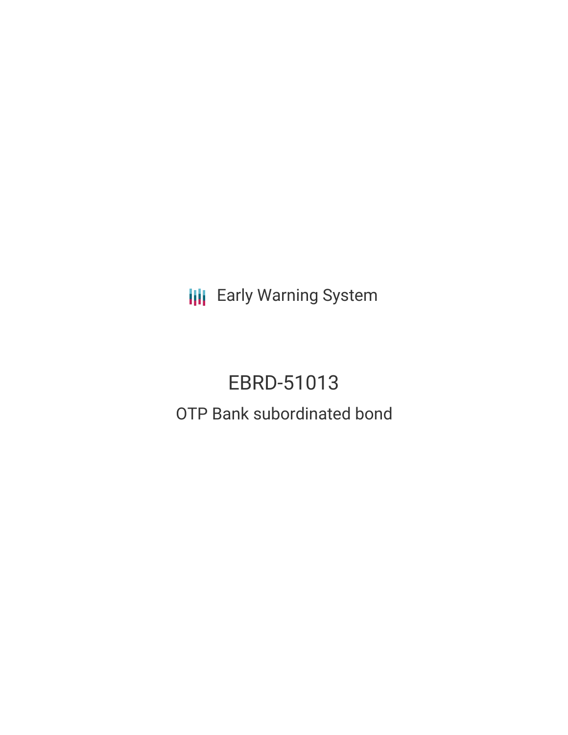Early Warning System

# EBRD-51013

## OTP Bank subordinated bond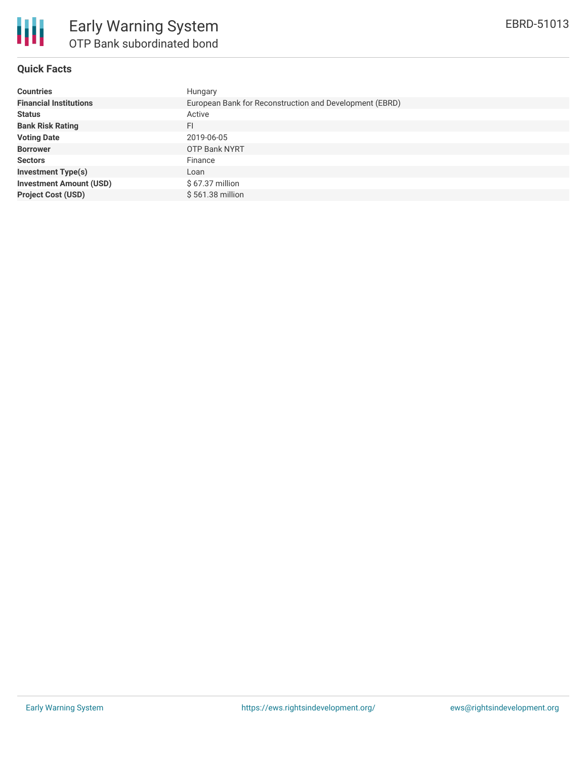# Early Warning System

## OTP Bank subordinated bond

EBRD-51013

### Quick Facts

| | |
|---|---|
| **Countries** | Hungary |
| **Financial Institutions** | European Bank for Reconstruction and Development (EBRD) |
| **Status** | Active |
| **Bank Risk Rating** | FI |
| **Voting Date** | 2019-06-05 |
| **Borrower** | OTP Bank NYRT |
| **Sectors** | Finance |
| **Investment Type(s)** | Loan |
| **Investment Amount (USD)** | $ 67.37 million |
| **Project Cost (USD)** | $ 561.38 million |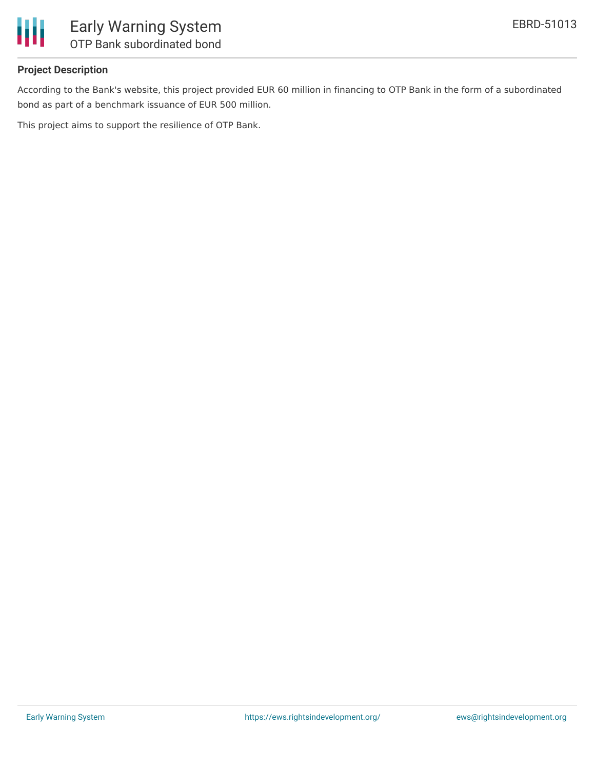## Project Description

According to the Bank's website, this project provided EUR 60 million in financing to OTP Bank in the form of a subordinated bond as part of a benchmark issuance of EUR 500 million.

This project aims to support the resilience of OTP Bank.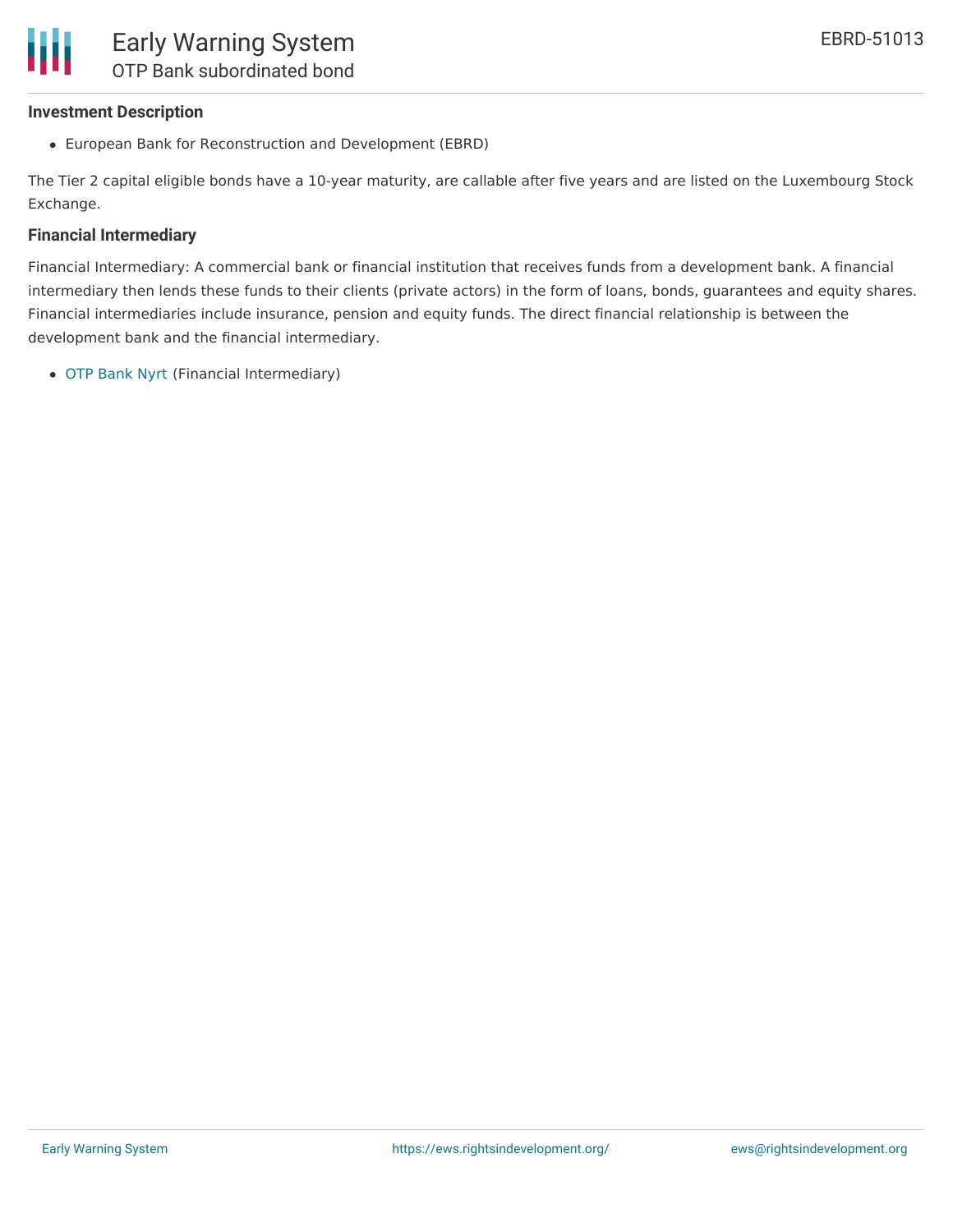### Investment Description

- European Bank for Reconstruction and Development (EBRD)

The Tier 2 capital eligible bonds have a 10-year maturity, are callable after five years and are listed on the Luxembourg Stock Exchange.

### Financial Intermediary

Financial Intermediary: A commercial bank or financial institution that receives funds from a development bank. A financial intermediary then lends these funds to their clients (private actors) in the form of loans, bonds, guarantees and equity shares. Financial intermediaries include insurance, pension and equity funds. The direct financial relationship is between the development bank and the financial intermediary.

- OTP Bank Nyrt (Financial Intermediary)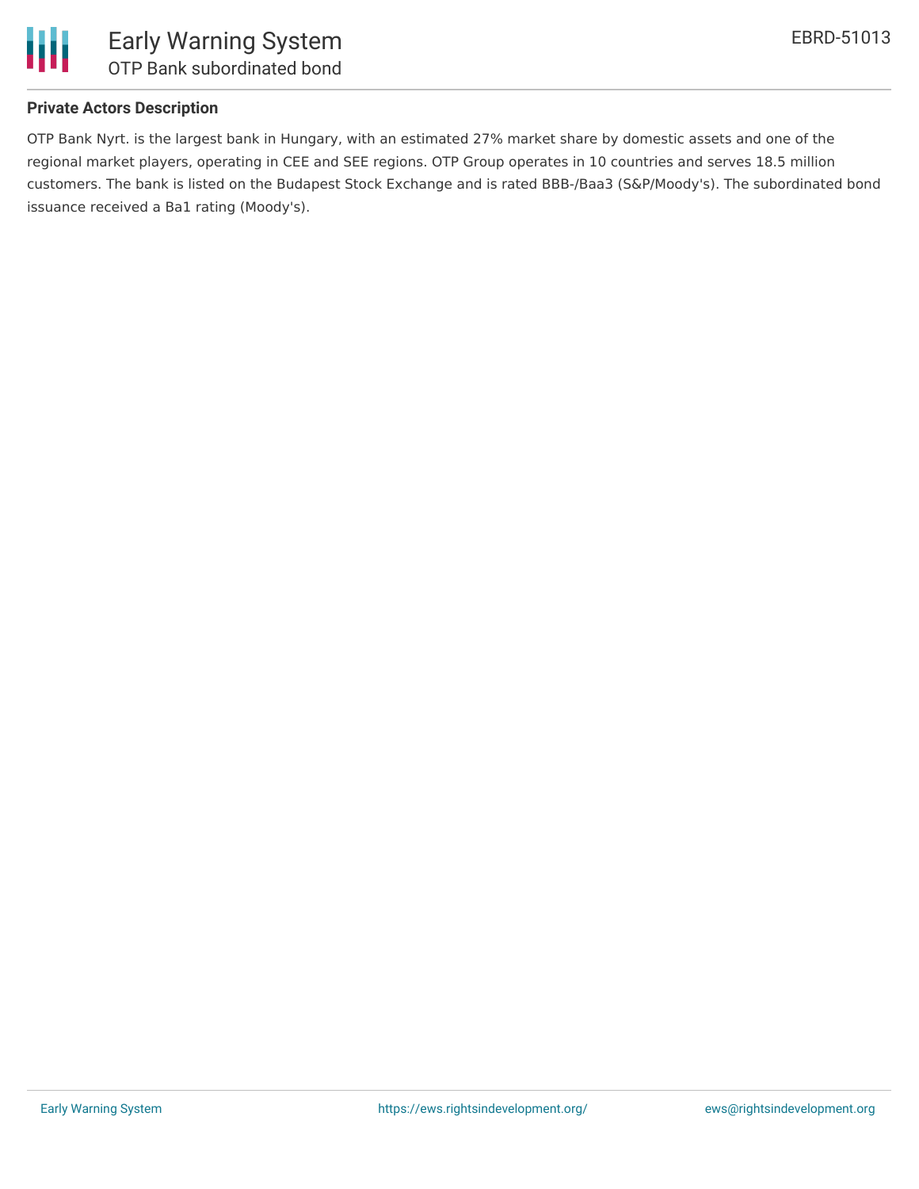**Private Actors Description**

OTP Bank Nyrt. is the largest bank in Hungary, with an estimated 27% market share by domestic assets and one of the regional market players, operating in CEE and SEE regions. OTP Group operates in 10 countries and serves 18.5 million customers. The bank is listed on the Budapest Stock Exchange and is rated BBB-/Baa3 (S&P/Moody's). The subordinated bond issuance received a Ba1 rating (Moody's).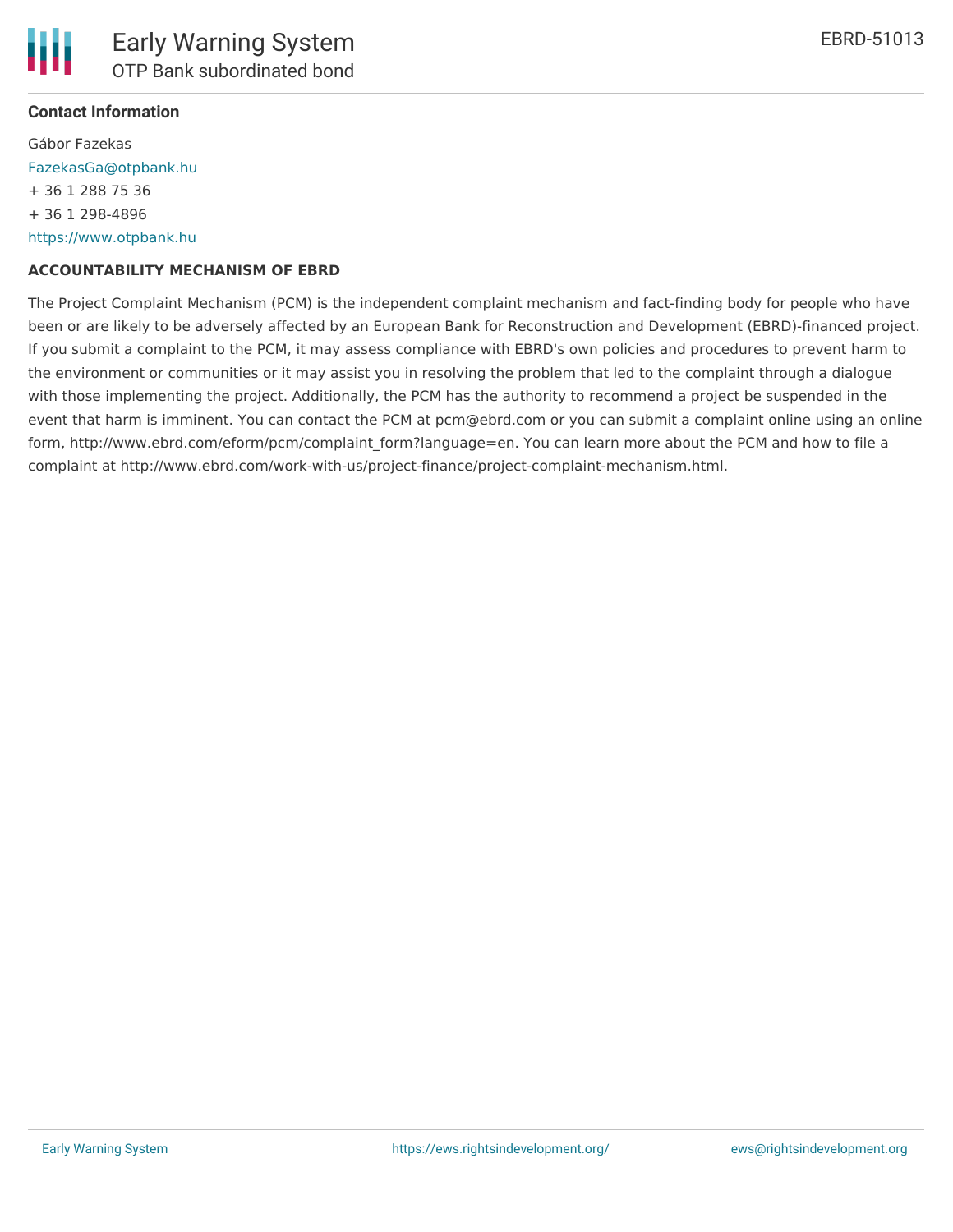**Contact Information**

Gábor Fazekas
FazekasGa@otpbank.hu
+ 36 1 288 75 36
+ 36 1 298-4896
https://www.otpbank.hu

**ACCOUNTABILITY MECHANISM OF EBRD**

The Project Complaint Mechanism (PCM) is the independent complaint mechanism and fact-finding body for people who have been or are likely to be adversely affected by an European Bank for Reconstruction and Development (EBRD)-financed project. If you submit a complaint to the PCM, it may assess compliance with EBRD's own policies and procedures to prevent harm to the environment or communities or it may assist you in resolving the problem that led to the complaint through a dialogue with those implementing the project. Additionally, the PCM has the authority to recommend a project be suspended in the event that harm is imminent. You can contact the PCM at pcm@ebrd.com or you can submit a complaint online using an online form, http://www.ebrd.com/eform/pcm/complaint_form?language=en. You can learn more about the PCM and how to file a complaint at http://www.ebrd.com/work-with-us/project-finance/project-complaint-mechanism.html.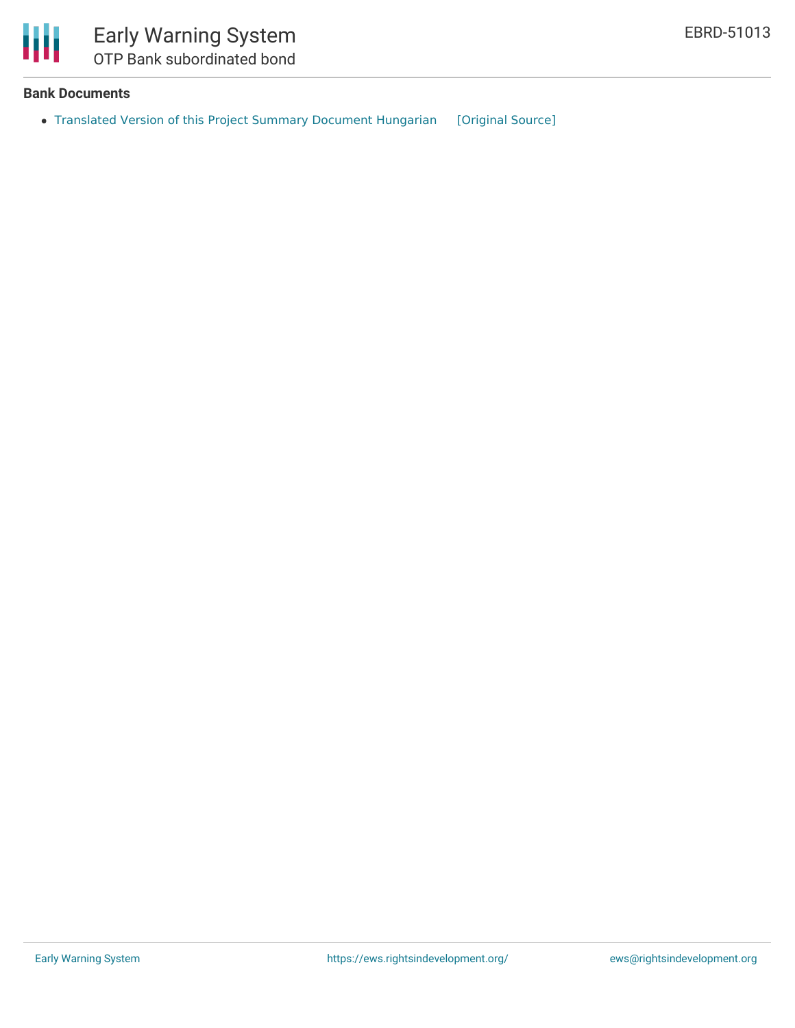## Bank Documents

- Translated Version of this Project Summary Document Hungarian [Original Source]